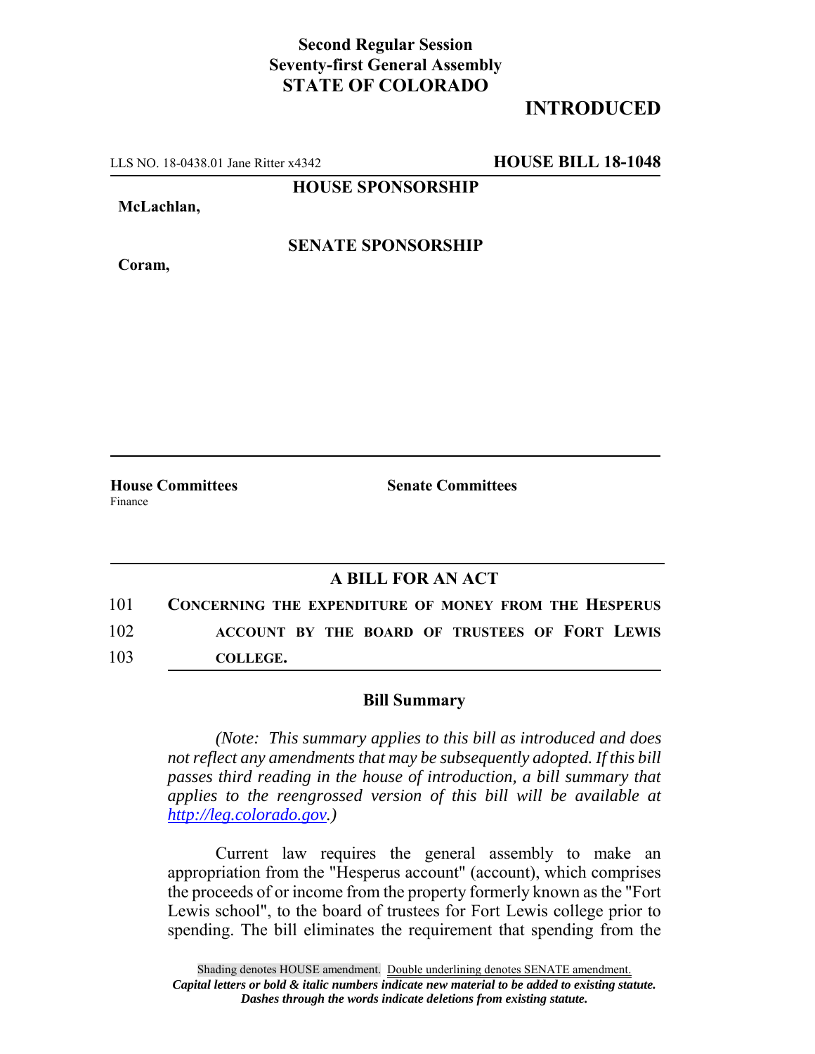**Second Regular Session**
**Seventy-first General Assembly**
**STATE OF COLORADO**

# INTRODUCED

LLS NO. 18-0438.01 Jane Ritter x4342 **HOUSE BILL 18-1048**

**HOUSE SPONSORSHIP**

**McLachlan,**

**SENATE SPONSORSHIP**

**Coram,**

**House Committees**
Finance

**Senate Committees**

## A BILL FOR AN ACT

101 **CONCERNING THE EXPENDITURE OF MONEY FROM THE HESPERUS**
102 **ACCOUNT BY THE BOARD OF TRUSTEES OF FORT LEWIS**
103 **COLLEGE.**

### Bill Summary

*(Note: This summary applies to this bill as introduced and does not reflect any amendments that may be subsequently adopted. If this bill passes third reading in the house of introduction, a bill summary that applies to the reengrossed version of this bill will be available at http://leg.colorado.gov.)*

Current law requires the general assembly to make an appropriation from the "Hesperus account" (account), which comprises the proceeds of or income from the property formerly known as the "Fort Lewis school", to the board of trustees for Fort Lewis college prior to spending. The bill eliminates the requirement that spending from the

Shading denotes HOUSE amendment. Double underlining denotes SENATE amendment.
*Capital letters or bold & italic numbers indicate new material to be added to existing statute.*
*Dashes through the words indicate deletions from existing statute.*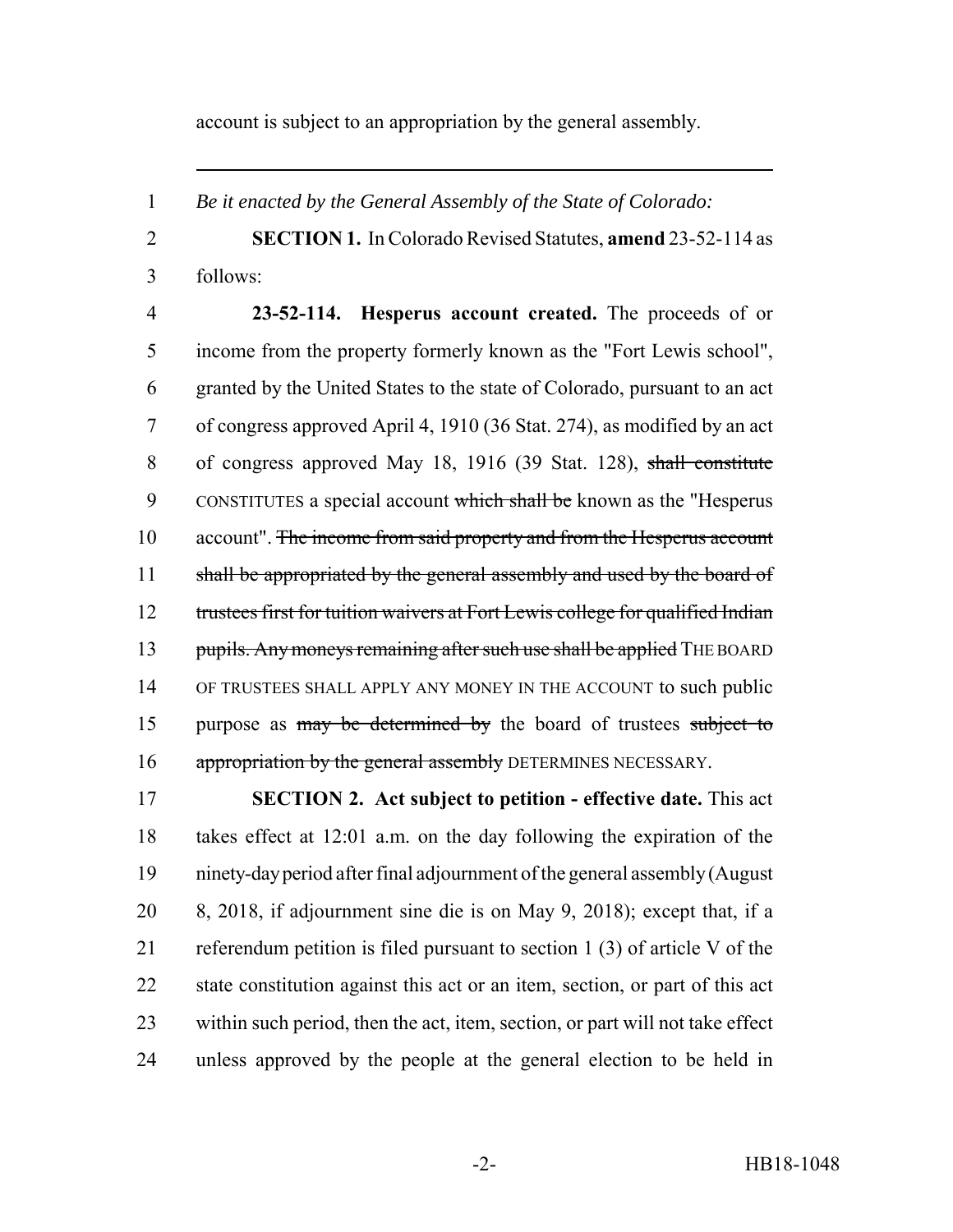account is subject to an appropriation by the general assembly.

---

1 *Be it enacted by the General Assembly of the State of Colorado:*

2 **SECTION 1.** In Colorado Revised Statutes, **amend** 23-52-114 as
3 follows:

4 **23-52-114. Hesperus account created.** The proceeds of or
5 income from the property formerly known as the "Fort Lewis school",
6 granted by the United States to the state of Colorado, pursuant to an act
7 of congress approved April 4, 1910 (36 Stat. 274), as modified by an act
8 of congress approved May 18, 1916 (39 Stat. 128), ~~shall constitute~~
9 CONSTITUTES a special account ~~which shall be~~ known as the "Hesperus
10 account". ~~The income from said property and from the Hesperus account~~
11 ~~shall be appropriated by the general assembly and used by the board of~~
12 ~~trustees first for tuition waivers at Fort Lewis college for qualified Indian~~
13 ~~pupils. Any moneys remaining after such use shall be applied~~ THE BOARD
14 OF TRUSTEES SHALL APPLY ANY MONEY IN THE ACCOUNT to such public
15 purpose as ~~may be determined by~~ the board of trustees ~~subject to~~
16 ~~appropriation by the general assembly~~ DETERMINES NECESSARY.

17 **SECTION 2. Act subject to petition - effective date.** This act
18 takes effect at 12:01 a.m. on the day following the expiration of the
19 ninety-day period after final adjournment of the general assembly (August
20 8, 2018, if adjournment sine die is on May 9, 2018); except that, if a
21 referendum petition is filed pursuant to section 1 (3) of article V of the
22 state constitution against this act or an item, section, or part of this act
23 within such period, then the act, item, section, or part will not take effect
24 unless approved by the people at the general election to be held in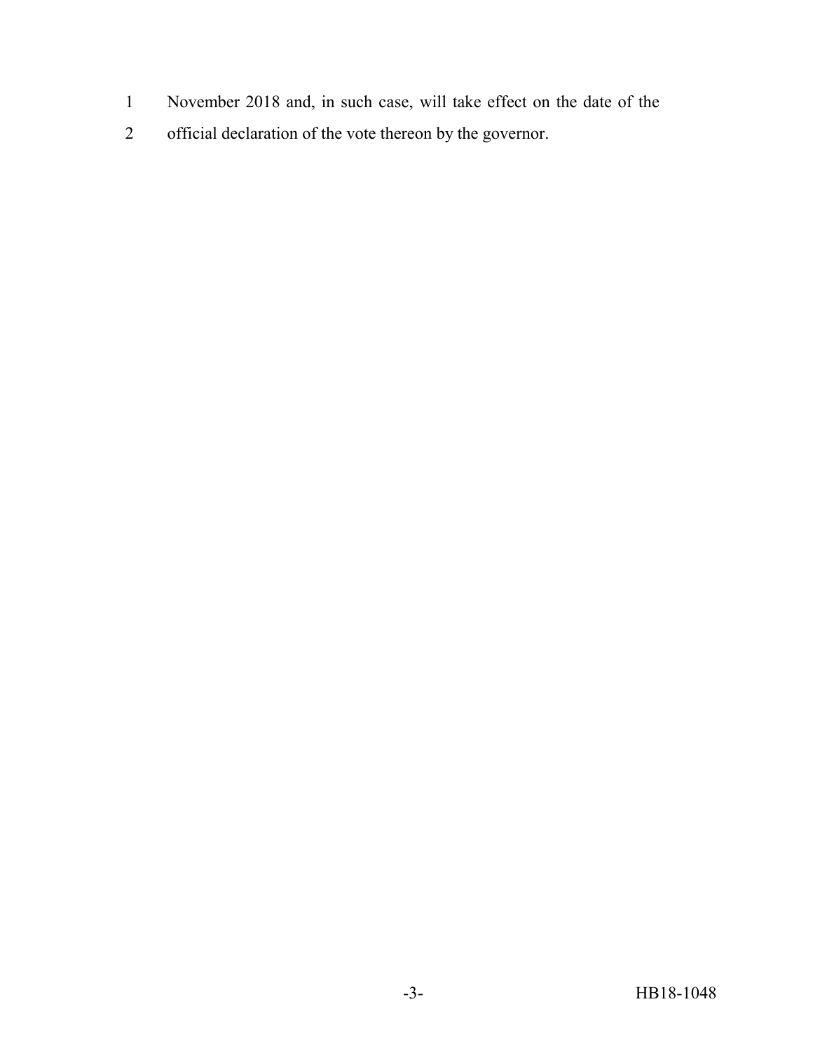November 2018 and, in such case, will take effect on the date of the official declaration of the vote thereon by the governor.